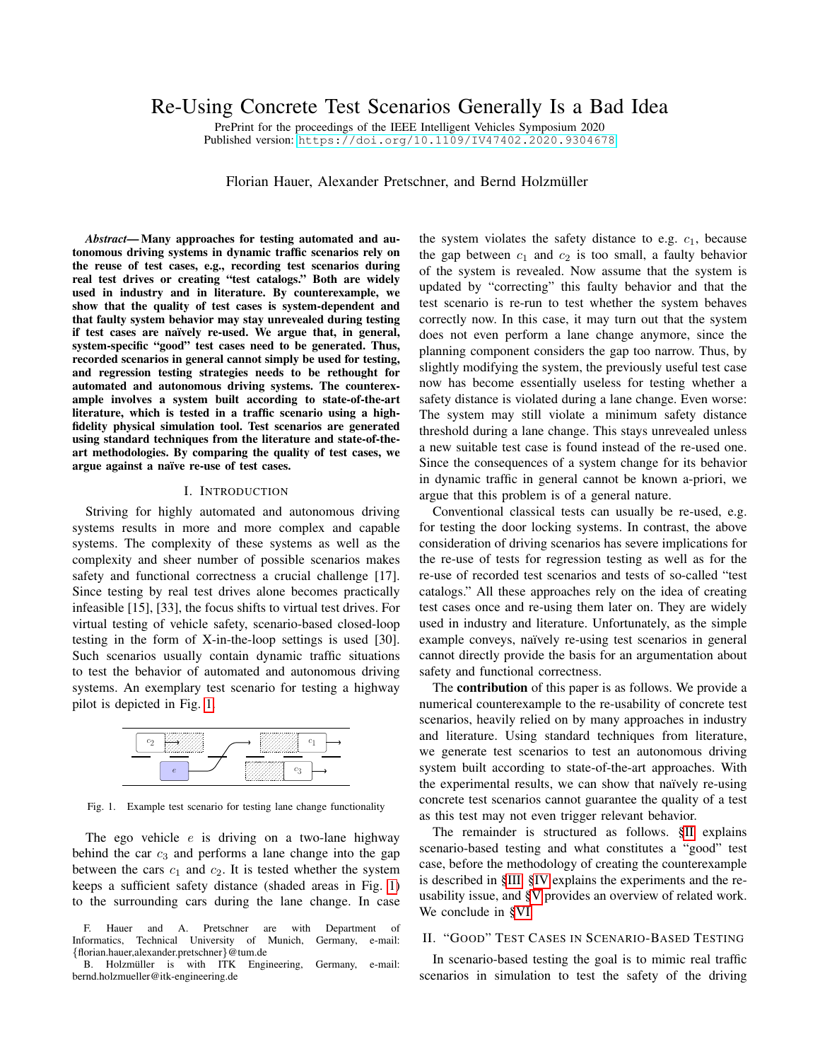# Re-Using Concrete Test Scenarios Generally Is a Bad Idea

PrePrint for the proceedings of the IEEE Intelligent Vehicles Symposium 2020
Published version: https://doi.org/10.1109/IV47402.2020.9304678

Florian Hauer, Alexander Pretschner, and Bernd Holzmüller

***Abstract*— Many approaches for testing automated and autonomous driving systems in dynamic traffic scenarios rely on the reuse of test cases, e.g., recording test scenarios during real test drives or creating "test catalogs." Both are widely used in industry and in literature. By counterexample, we show that the quality of test cases is system-dependent and that faulty system behavior may stay unrevealed during testing if test cases are naïvely re-used. We argue that, in general, system-specific "good" test cases need to be generated. Thus, recorded scenarios in general cannot simply be used for testing, and regression testing strategies needs to be rethought for automated and autonomous driving systems. The counterexample involves a system built according to state-of-the-art literature, which is tested in a traffic scenario using a high-fidelity physical simulation tool. Test scenarios are generated using standard techniques from the literature and state-of-the-art methodologies. By comparing the quality of test cases, we argue against a naïve re-use of test cases.**

## I. Introduction

Striving for highly automated and autonomous driving systems results in more and more complex and capable systems. The complexity of these systems as well as the complexity and sheer number of possible scenarios makes safety and functional correctness a crucial challenge [17]. Since testing by real test drives alone becomes practically infeasible [15], [33], the focus shifts to virtual test drives. For virtual testing of vehicle safety, scenario-based closed-loop testing in the form of X-in-the-loop settings is used [30]. Such scenarios usually contain dynamic traffic situations to test the behavior of automated and autonomous driving systems. An exemplary test scenario for testing a highway pilot is depicted in Fig. 1.

Fig. 1. Example test scenario for testing lane change functionality

The ego vehicle $e$ is driving on a two-lane highway behind the car $c_3$ and performs a lane change into the gap between the cars $c_1$ and $c_2$. It is tested whether the system keeps a sufficient safety distance (shaded areas in Fig. 1) to the surrounding cars during the lane change. In case the system violates the safety distance to e.g. $c_1$, because the gap between $c_1$ and $c_2$ is too small, a faulty behavior of the system is revealed. Now assume that the system is updated by "correcting" this faulty behavior and that the test scenario is re-run to test whether the system behaves correctly now. In this case, it may turn out that the system does not even perform a lane change anymore, since the planning component considers the gap too narrow. Thus, by slightly modifying the system, the previously useful test case now has become essentially useless for testing whether a safety distance is violated during a lane change. Even worse: The system may still violate a minimum safety distance threshold during a lane change. This stays unrevealed unless a new suitable test case is found instead of the re-used one. Since the consequences of a system change for its behavior in dynamic traffic in general cannot be known a-priori, we argue that this problem is of a general nature.

Conventional classical tests can usually be re-used, e.g. for testing the door locking systems. In contrast, the above consideration of driving scenarios has severe implications for the re-use of tests for regression testing as well as for the re-use of recorded test scenarios and tests of so-called "test catalogs." All these approaches rely on the idea of creating test cases once and re-using them later on. They are widely used in industry and literature. Unfortunately, as the simple example conveys, naïvely re-using test scenarios in general cannot directly provide the basis for an argumentation about safety and functional correctness.

The **contribution** of this paper is as follows. We provide a numerical counterexample to the re-usability of concrete test scenarios, heavily relied on by many approaches in industry and literature. Using standard techniques from literature, we generate test scenarios to test an autonomous driving system built according to state-of-the-art approaches. With the experimental results, we can show that naïvely re-using concrete test scenarios cannot guarantee the quality of a test as this test may not even trigger relevant behavior.

The remainder is structured as follows. §II explains scenario-based testing and what constitutes a "good" test case, before the methodology of creating the counterexample is described in §III. §IV explains the experiments and the re-usability issue, and §V provides an overview of related work. We conclude in §VI.

## II. "Good" Test Cases in Scenario-Based Testing

In scenario-based testing the goal is to mimic real traffic scenarios in simulation to test the safety of the driving

F. Hauer and A. Pretschner are with Department of Informatics, Technical University of Munich, Germany, e-mail: {florian.hauer,alexander.pretschner}@tum.de

B. Holzmüller is with ITK Engineering, Germany, e-mail: bernd.holzmueller@itk-engineering.de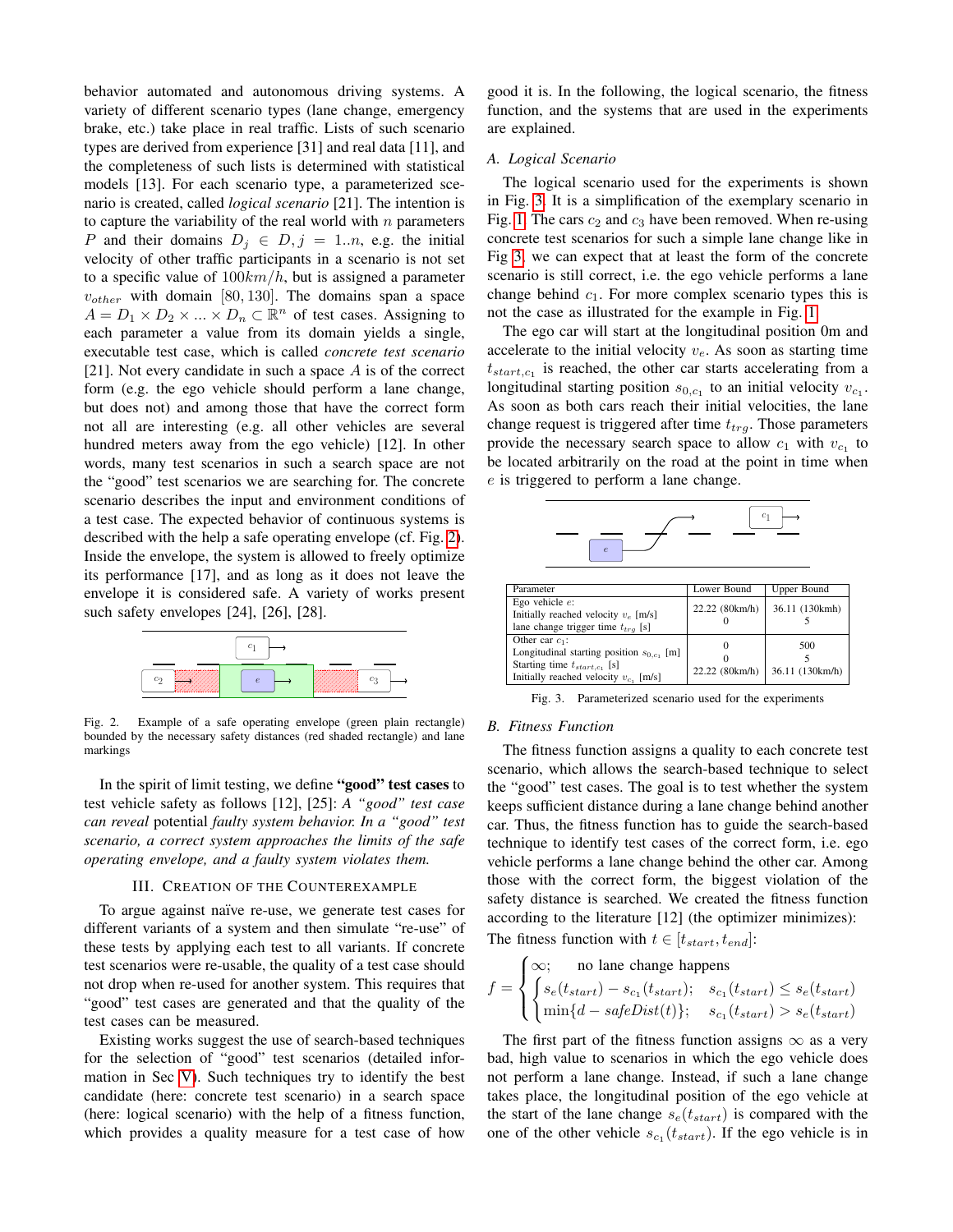behavior automated and autonomous driving systems. A variety of different scenario types (lane change, emergency brake, etc.) take place in real traffic. Lists of such scenario types are derived from experience [31] and real data [11], and the completeness of such lists is determined with statistical models [13]. For each scenario type, a parameterized scenario is created, called *logical scenario* [21]. The intention is to capture the variability of the real world with $n$ parameters $P$ and their domains $D_j \in D, j = 1..n$, e.g. the initial velocity of other traffic participants in a scenario is not set to a specific value of $100km/h$, but is assigned a parameter $v_{other}$ with domain $[80, 130]$. The domains span a space $A = D_1 \times D_2 \times ... \times D_n \subset \mathbb{R}^n$ of test cases. Assigning to each parameter a value from its domain yields a single, executable test case, which is called *concrete test scenario* [21]. Not every candidate in such a space $A$ is of the correct form (e.g. the ego vehicle should perform a lane change, but does not) and among those that have the correct form not all are interesting (e.g. all other vehicles are several hundred meters away from the ego vehicle) [12]. In other words, many test scenarios in such a search space are not the "good" test scenarios we are searching for. The concrete scenario describes the input and environment conditions of a test case. The expected behavior of continuous systems is described with the help a safe operating envelope (cf. Fig. 2). Inside the envelope, the system is allowed to freely optimize its performance [17], and as long as it does not leave the envelope it is considered safe. A variety of works present such safety envelopes [24], [26], [28].

Fig. 2. Example of a safe operating envelope (green plain rectangle) bounded by the necessary safety distances (red shaded rectangle) and lane markings

In the spirit of limit testing, we define **"good" test cases** to test vehicle safety as follows [12], [25]: *A "good" test case can reveal* potential *faulty system behavior. In a "good" test scenario, a correct system approaches the limits of the safe operating envelope, and a faulty system violates them.*

## III. Creation of the Counterexample

To argue against naïve re-use, we generate test cases for different variants of a system and then simulate "re-use" of these tests by applying each test to all variants. If concrete test scenarios were re-usable, the quality of a test case should not drop when re-used for another system. This requires that "good" test cases are generated and that the quality of the test cases can be measured.

Existing works suggest the use of search-based techniques for the selection of "good" test scenarios (detailed information in Sec V). Such techniques try to identify the best candidate (here: concrete test scenario) in a search space (here: logical scenario) with the help of a fitness function, which provides a quality measure for a test case of how good it is. In the following, the logical scenario, the fitness function, and the systems that are used in the experiments are explained.

### A. Logical Scenario

The logical scenario used for the experiments is shown in Fig. 3. It is a simplification of the exemplary scenario in Fig. 1. The cars $c_2$ and $c_3$ have been removed. When re-using concrete test scenarios for such a simple lane change like in Fig 3, we can expect that at least the form of the concrete scenario is still correct, i.e. the ego vehicle performs a lane change behind $c_1$. For more complex scenario types this is not the case as illustrated for the example in Fig. 1.

The ego car will start at the longitudinal position 0m and accelerate to the initial velocity $v_e$. As soon as starting time $t_{start,c_1}$ is reached, the other car starts accelerating from a longitudinal starting position $s_{0,c_1}$ to an initial velocity $v_{c_1}$. As soon as both cars reach their initial velocities, the lane change request is triggered after time $t_{trg}$. Those parameters provide the necessary search space to allow $c_1$ with $v_{c_1}$ to be located arbitrarily on the road at the point in time when $e$ is triggered to perform a lane change.

| Parameter | Lower Bound | Upper Bound |
|---|---|---|
| Ego vehicle $e$: | | |
| Initially reached velocity $v_e$ [m/s] | 22.22 (80km/h) | 36.11 (130kmh) |
| lane change trigger time $t_{trg}$ [s] | 0 | 5 |
| Other car $c_1$: | | |
| Longitudinal starting position $s_{0,c_1}$ [m] | 0 | 500 |
| Starting time $t_{start,c_1}$ [s] | 0 | 5 |
| Initially reached velocity $v_{c_1}$ [m/s] | 22.22 (80km/h) | 36.11 (130km/h) |

Fig. 3. Parameterized scenario used for the experiments

### B. Fitness Function

The fitness function assigns a quality to each concrete test scenario, which allows the search-based technique to select the "good" test cases. The goal is to test whether the system keeps sufficient distance during a lane change behind another car. Thus, the fitness function has to guide the search-based technique to identify test cases of the correct form, i.e. ego vehicle performs a lane change behind the other car. Among those with the correct form, the biggest violation of the safety distance is searched. We created the fitness function according to the literature [12] (the optimizer minimizes): The fitness function with $t \in [t_{start}, t_{end}]$:

$$f = \begin{cases} \infty; & \text{no lane change happens} \\ \begin{cases} s_e(t_{start}) - s_{c_1}(t_{start}); & s_{c_1}(t_{start}) \leq s_e(t_{start}) \\ \min\{d - \mathit{safeDist}(t)\}; & s_{c_1}(t_{start}) > s_e(t_{start}) \end{cases} \end{cases}$$

The first part of the fitness function assigns $\infty$ as a very bad, high value to scenarios in which the ego vehicle does not perform a lane change. Instead, if such a lane change takes place, the longitudinal position of the ego vehicle at the start of the lane change $s_e(t_{start})$ is compared with the one of the other vehicle $s_{c_1}(t_{start})$. If the ego vehicle is in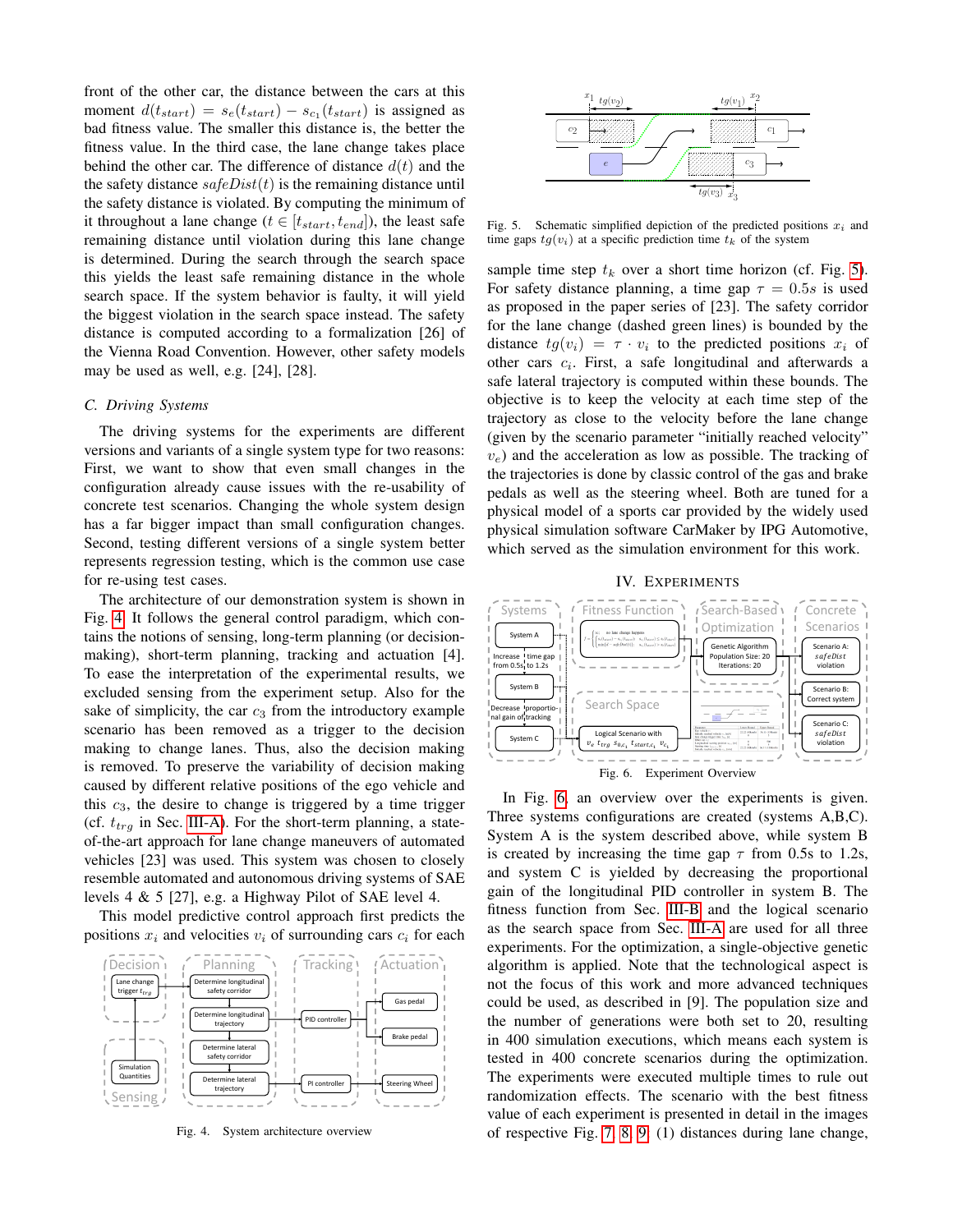front of the other car, the distance between the cars at this moment $d(t_{start}) = s_e(t_{start}) - s_{c_1}(t_{start})$ is assigned as bad fitness value. The smaller this distance is, the better the fitness value. In the third case, the lane change takes place behind the other car. The difference of distance $d(t)$ and the safety distance $safeDist(t)$ is the remaining distance until the safety distance is violated. By computing the minimum of it throughout a lane change ($t \in [t_{start}, t_{end}]$), the least safe remaining distance until violation during this lane change is determined. During the search through the search space this yields the least safe remaining distance in the whole search space. If the system behavior is faulty, it will yield the biggest violation in the search space instead. The safety distance is computed according to a formalization [26] of the Vienna Road Convention. However, other safety models may be used as well, e.g. [24], [28].

### C. Driving Systems

The driving systems for the experiments are different versions and variants of a single system type for two reasons: First, we want to show that even small changes in the configuration already cause issues with the re-usability of concrete test scenarios. Changing the whole system design has a far bigger impact than small configuration changes. Second, testing different versions of a single system better represents regression testing, which is the common use case for re-using test cases.

The architecture of our demonstration system is shown in Fig. 4. It follows the general control paradigm, which contains the notions of sensing, long-term planning (or decision-making), short-term planning, tracking and actuation [4]. To ease the interpretation of the experimental results, we excluded sensing from the experiment setup. Also for the sake of simplicity, the car $c_3$ from the introductory example scenario has been removed as a trigger to the decision making to change lanes. Thus, also the decision making is removed. To preserve the variability of decision making caused by different relative positions of the ego vehicle and this $c_3$, the desire to change is triggered by a time trigger (cf. $t_{trg}$ in Sec. III-A). For the short-term planning, a state-of-the-art approach for lane change maneuvers of automated vehicles [23] was used. This system was chosen to closely resemble automated and autonomous driving systems of SAE levels 4 & 5 [27], e.g. a Highway Pilot of SAE level 4.

This model predictive control approach first predicts the positions $x_i$ and velocities $v_i$ of surrounding cars $c_i$ for each

Fig. 4. System architecture overview

Fig. 5. Schematic simplified depiction of the predicted positions $x_i$ and time gaps $tg(v_i)$ at a specific prediction time $t_k$ of the system

sample time step $t_k$ over a short time horizon (cf. Fig. 5). For safety distance planning, a time gap $\tau = 0.5s$ is used as proposed in the paper series of [23]. The safety corridor for the lane change (dashed green lines) is bounded by the distance $tg(v_i) = \tau \cdot v_i$ to the predicted positions $x_i$ of other cars $c_i$. First, a safe longitudinal and afterwards a safe lateral trajectory is computed within these bounds. The objective is to keep the velocity at each time step of the trajectory as close to the velocity before the lane change (given by the scenario parameter "initially reached velocity" $v_e$) and the acceleration as low as possible. The tracking of the trajectories is done by classic control of the gas and brake pedals as well as the steering wheel. Both are tuned for a physical model of a sports car provided by the widely used physical simulation software CarMaker by IPG Automotive, which served as the simulation environment for this work.

## IV. Experiments

Fig. 6. Experiment Overview

In Fig. 6, an overview over the experiments is given. Three systems configurations are created (systems A,B,C). System A is the system described above, while system B is created by increasing the time gap $\tau$ from 0.5s to 1.2s, and system C is yielded by decreasing the proportional gain of the longitudinal PID controller in system B. The fitness function from Sec. III-B and the logical scenario as the search space from Sec. III-A are used for all three experiments. For the optimization, a single-objective genetic algorithm is applied. Note that the technological aspect is not the focus of this work and more advanced techniques could be used, as described in [9]. The population size and the number of generations were both set to 20, resulting in 400 simulation executions, which means each system is tested in 400 concrete scenarios during the optimization. The experiments were executed multiple times to rule out randomization effects. The scenario with the best fitness value of each experiment is presented in detail in the images of respective Fig. 7, 8, 9: (1) distances during lane change,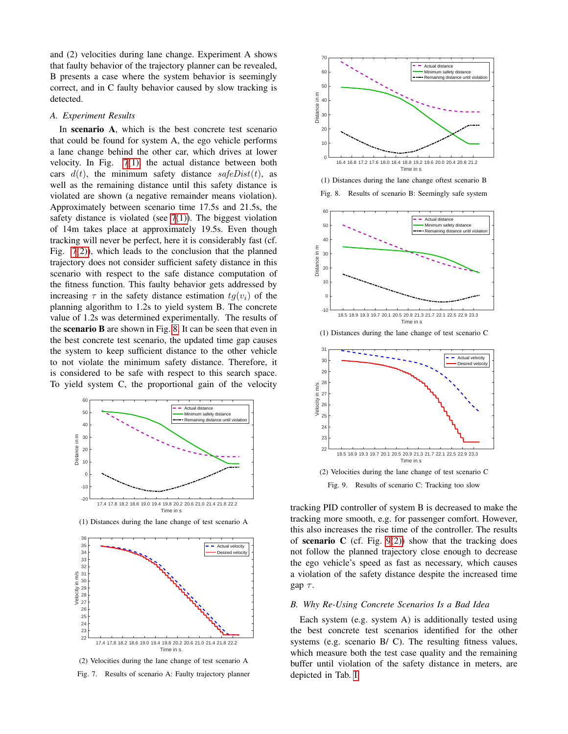and (2) velocities during lane change. Experiment A shows that faulty behavior of the trajectory planner can be revealed, B presents a case where the system behavior is seemingly correct, and in C faulty behavior caused by slow tracking is detected.

### A. Experiment Results

In **scenario A**, which is the best concrete test scenario that could be found for system A, the ego vehicle performs a lane change behind the other car, which drives at lower velocity. In Fig. 7(1) the actual distance between both cars $d(t)$, the minimum safety distance $safeDist(t)$, as well as the remaining distance until this safety distance is violated are shown (a negative remainder means violation). Approximately between scenario time 17.5s and 21.5s, the safety distance is violated (see 7(1)). The biggest violation of 14m takes place at approximately 19.5s. Even though tracking will never be perfect, here it is considerably fast (cf. Fig. 7(2)), which leads to the conclusion that the planned trajectory does not consider sufficient safety distance in this scenario with respect to the safe distance computation of the fitness function. This faulty behavior gets addressed by increasing $\tau$ in the safety distance estimation $tg(v_i)$ of the planning algorithm to 1.2s to yield system B. The concrete value of 1.2s was determined experimentally. The results of the **scenario B** are shown in Fig. 8. It can be seen that even in the best concrete test scenario, the updated time gap causes the system to keep sufficient distance to the other vehicle to not violate the minimum safety distance. Therefore, it is considered to be safe with respect to this search space. To yield system C, the proportional gain of the velocity tracking PID controller of system B is decreased to make the tracking more smooth, e.g. for passenger comfort. However, this also increases the rise time of the controller. The results of **scenario C** (cf. Fig. 9(2)) show that the tracking does not follow the planned trajectory close enough to decrease the ego vehicle's speed as fast as necessary, which causes a violation of the safety distance despite the increased time gap $\tau$.

(1) Distances during the lane change of test scenario A

(2) Velocities during the lane change of test scenario A

Fig. 7. Results of scenario A: Faulty trajectory planner

(1) Distances during the lane change oftest scenario B

Fig. 8. Results of scenario B: Seemingly safe system

(1) Distances during the lane change of test scenario C

(2) Velocities during the lane change of test scenario C

Fig. 9. Results of scenario C: Tracking too slow

### B. Why Re-Using Concrete Scenarios Is a Bad Idea

Each system (e.g. system A) is additionally tested using the best concrete test scenarios identified for the other systems (e.g. scenario B/ C). The resulting fitness values, which measure both the test case quality and the remaining buffer until violation of the safety distance in meters, are depicted in Tab. I.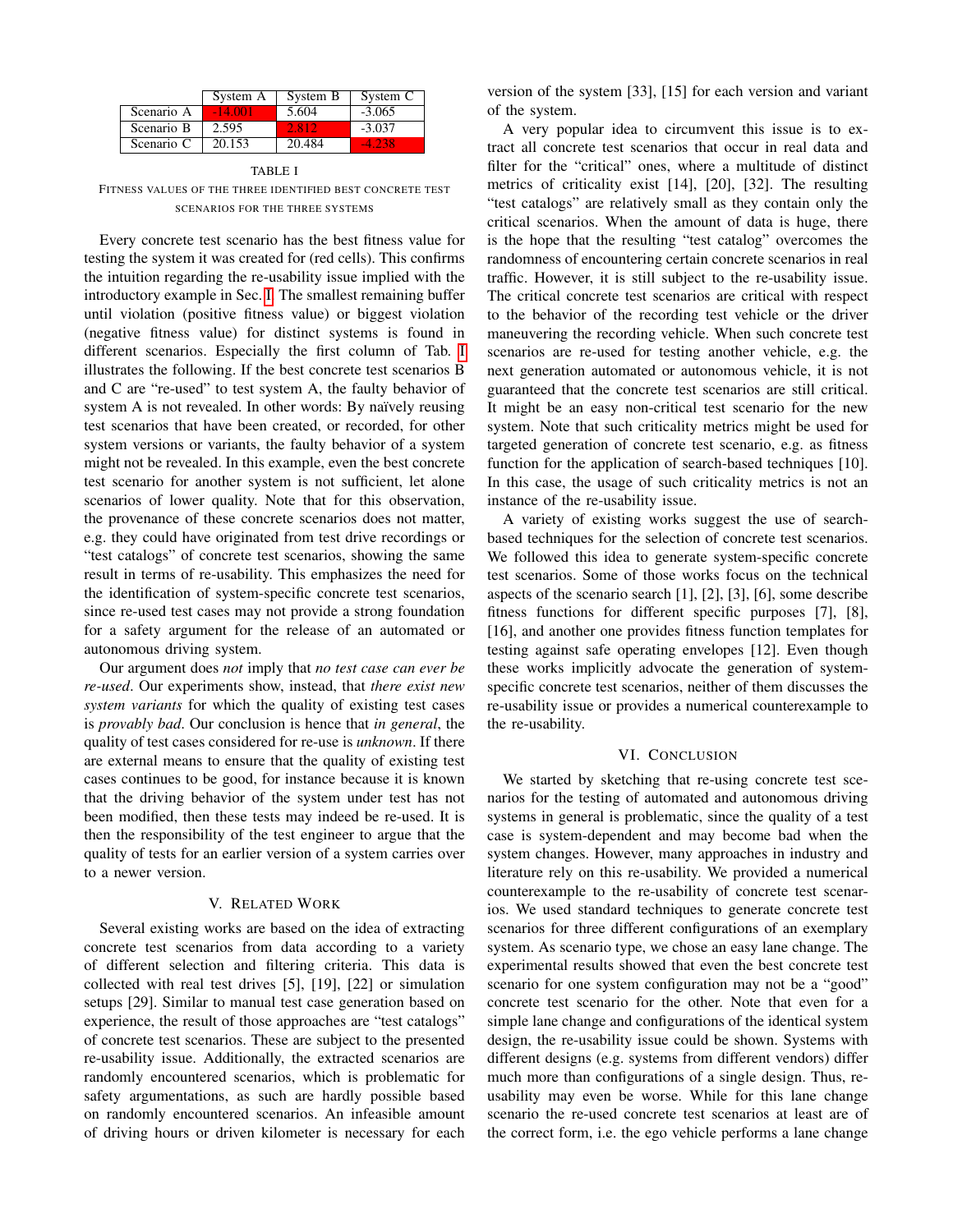|  | System A | System B | System C |
|---|---|---|---|
| Scenario A | -14.001 | 5.604 | -3.065 |
| Scenario B | 2.595 | 2.812 | -3.037 |
| Scenario C | 20.153 | 20.484 | -4.238 |

TABLE I

FITNESS VALUES OF THE THREE IDENTIFIED BEST CONCRETE TEST SCENARIOS FOR THE THREE SYSTEMS

Every concrete test scenario has the best fitness value for testing the system it was created for (red cells). This confirms the intuition regarding the re-usability issue implied with the introductory example in Sec. I. The smallest remaining buffer until violation (positive fitness value) or biggest violation (negative fitness value) for distinct systems is found in different scenarios. Especially the first column of Tab. I illustrates the following. If the best concrete test scenarios B and C are "re-used" to test system A, the faulty behavior of system A is not revealed. In other words: By naïvely reusing test scenarios that have been created, or recorded, for other system versions or variants, the faulty behavior of a system might not be revealed. In this example, even the best concrete test scenario for another system is not sufficient, let alone scenarios of lower quality. Note that for this observation, the provenance of these concrete scenarios does not matter, e.g. they could have originated from test drive recordings or "test catalogs" of concrete test scenarios, showing the same result in terms of re-usability. This emphasizes the need for the identification of system-specific concrete test scenarios, since re-used test cases may not provide a strong foundation for a safety argument for the release of an automated or autonomous driving system.

Our argument does *not* imply that *no test case can ever be re-used*. Our experiments show, instead, that *there exist new system variants* for which the quality of existing test cases is *provably bad*. Our conclusion is hence that *in general*, the quality of test cases considered for re-use is *unknown*. If there are external means to ensure that the quality of existing test cases continues to be good, for instance because it is known that the driving behavior of the system under test has not been modified, then these tests may indeed be re-used. It is then the responsibility of the test engineer to argue that the quality of tests for an earlier version of a system carries over to a newer version.

## V. Related Work

Several existing works are based on the idea of extracting concrete test scenarios from data according to a variety of different selection and filtering criteria. This data is collected with real test drives [5], [19], [22] or simulation setups [29]. Similar to manual test case generation based on experience, the result of those approaches are "test catalogs" of concrete test scenarios. These are subject to the presented re-usability issue. Additionally, the extracted scenarios are randomly encountered scenarios, which is problematic for safety argumentations, as such are hardly possible based on randomly encountered scenarios. An infeasible amount of driving hours or driven kilometer is necessary for each version of the system [33], [15] for each version and variant of the system.

A very popular idea to circumvent this issue is to extract all concrete test scenarios that occur in real data and filter for the "critical" ones, where a multitude of distinct metrics of criticality exist [14], [20], [32]. The resulting "test catalogs" are relatively small as they contain only the critical scenarios. When the amount of data is huge, there is the hope that the resulting "test catalog" overcomes the randomness of encountering certain concrete scenarios in real traffic. However, it is still subject to the re-usability issue. The critical concrete test scenarios are critical with respect to the behavior of the recording test vehicle or the driver maneuvering the recording vehicle. When such concrete test scenarios are re-used for testing another vehicle, e.g. the next generation automated or autonomous vehicle, it is not guaranteed that the concrete test scenarios are still critical. It might be an easy non-critical test scenario for the new system. Note that such criticality metrics might be used for targeted generation of concrete test scenario, e.g. as fitness function for the application of search-based techniques [10]. In this case, the usage of such criticality metrics is not an instance of the re-usability issue.

A variety of existing works suggest the use of search-based techniques for the selection of concrete test scenarios. We followed this idea to generate system-specific concrete test scenarios. Some of those works focus on the technical aspects of the scenario search [1], [2], [3], [6], some describe fitness functions for different specific purposes [7], [8], [16], and another one provides fitness function templates for testing against safe operating envelopes [12]. Even though these works implicitly advocate the generation of system-specific concrete test scenarios, neither of them discusses the re-usability issue or provides a numerical counterexample to the re-usability.

## VI. Conclusion

We started by sketching that re-using concrete test scenarios for the testing of automated and autonomous driving systems in general is problematic, since the quality of a test case is system-dependent and may become bad when the system changes. However, many approaches in industry and literature rely on this re-usability. We provided a numerical counterexample to the re-usability of concrete test scenarios. We used standard techniques to generate concrete test scenarios for three different configurations of an exemplary system. As scenario type, we chose an easy lane change. The experimental results showed that even the best concrete test scenario for one system configuration may not be a "good" concrete test scenario for the other. Note that even for a simple lane change and configurations of the identical system design, the re-usability issue could be shown. Systems with different designs (e.g. systems from different vendors) differ much more than configurations of a single design. Thus, re-usability may even be worse. While for this lane change scenario the re-used concrete test scenarios at least are of the correct form, i.e. the ego vehicle performs a lane change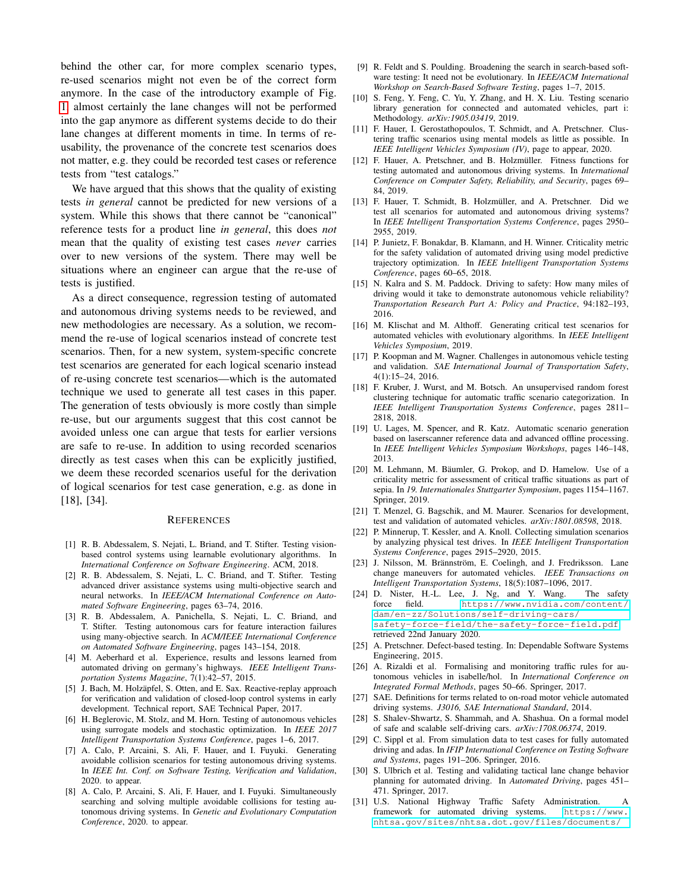behind the other car, for more complex scenario types, re-used scenarios might not even be of the correct form anymore. In the case of the introductory example of Fig. 1 almost certainly the lane changes will not be performed into the gap anymore as different systems decide to do their lane changes at different moments in time. In terms of re-usability, the provenance of the concrete test scenarios does not matter, e.g. they could be recorded test cases or reference tests from "test catalogs."

We have argued that this shows that the quality of existing tests *in general* cannot be predicted for new versions of a system. While this shows that there cannot be "canonical" reference tests for a product line *in general*, this does *not* mean that the quality of existing test cases *never* carries over to new versions of the system. There may well be situations where an engineer can argue that the re-use of tests is justified.

As a direct consequence, regression testing of automated and autonomous driving systems needs to be reviewed, and new methodologies are necessary. As a solution, we recommend the re-use of logical scenarios instead of concrete test scenarios. Then, for a new system, system-specific concrete test scenarios are generated for each logical scenario instead of re-using concrete test scenarios—which is the automated technique we used to generate all test cases in this paper. The generation of tests obviously is more costly than simple re-use, but our arguments suggest that this cost cannot be avoided unless one can argue that tests for earlier versions are safe to re-use. In addition to using recorded scenarios directly as test cases when this can be explicitly justified, we deem these recorded scenarios useful for the derivation of logical scenarios for test case generation, e.g. as done in [18], [34].

## References

[1] R. B. Abdessalem, S. Nejati, L. Briand, and T. Stifter. Testing vision-based control systems using learnable evolutionary algorithms. In *International Conference on Software Engineering*. ACM, 2018.

[2] R. B. Abdessalem, S. Nejati, L. C. Briand, and T. Stifter. Testing advanced driver assistance systems using multi-objective search and neural networks. In *IEEE/ACM International Conference on Automated Software Engineering*, pages 63–74, 2016.

[3] R. B. Abdessalem, A. Panichella, S. Nejati, L. C. Briand, and T. Stifter. Testing autonomous cars for feature interaction failures using many-objective search. In *ACM/IEEE International Conference on Automated Software Engineering*, pages 143–154, 2018.

[4] M. Aeberhard et al. Experience, results and lessons learned from automated driving on germany's highways. *IEEE Intelligent Transportation Systems Magazine*, 7(1):42–57, 2015.

[5] J. Bach, M. Holzäpfel, S. Otten, and E. Sax. Reactive-replay approach for verification and validation of closed-loop control systems in early development. Technical report, SAE Technical Paper, 2017.

[6] H. Beglerovic, M. Stolz, and M. Horn. Testing of autonomous vehicles using surrogate models and stochastic optimization. In *IEEE 2017 Intelligent Transportation Systems Conference*, pages 1–6, 2017.

[7] A. Calo, P. Arcaini, S. Ali, F. Hauer, and F. Ishikawa. Generating avoidable collision scenarios for testing autonomous driving systems. In *IEEE Int. Conf. on Software Testing, Verification and Validation*, 2020. to appear.

[8] A. Calo, P. Arcaini, S. Ali, F. Hauer, and F. Ishikawa. Simultaneously searching and solving multiple avoidable collisions for testing autonomous driving systems. In *Genetic and Evolutionary Computation Conference*, 2020. to appear.

[9] R. Feldt and S. Poulding. Broadening the search in search-based software testing: It need not be evolutionary. In *IEEE/ACM International Workshop on Search-Based Software Testing*, pages 1–7, 2015.

[10] S. Feng, Y. Feng, C. Yu, Y. Zhang, and H. X. Liu. Testing scenario library generation for connected and automated vehicles, part i: Methodology. *arXiv:1905.03419*, 2019.

[11] F. Hauer, I. Gerostathopoulos, T. Schmidt, and A. Pretschner. Clustering traffic scenarios using mental models as little as possible. In *IEEE Intelligent Vehicles Symposium (IV)*, page to appear, 2020.

[12] F. Hauer, A. Pretschner, and B. Holzmüller. Fitness functions for testing automated and autonomous driving systems. In *International Conference on Computer Safety, Reliability, and Security*, pages 69–84, 2019.

[13] F. Hauer, T. Schmidt, B. Holzmüller, and A. Pretschner. Did we test all scenarios for automated and autonomous driving systems? In *IEEE Intelligent Transportation Systems Conference*, pages 2950–2955, 2019.

[14] P. Junietz, F. Bonakdar, B. Klamann, and H. Winner. Criticality metric for the safety validation of automated driving using model predictive trajectory optimization. In *IEEE Intelligent Transportation Systems Conference*, pages 60–65, 2018.

[15] N. Kalra and S. M. Paddock. Driving to safety: How many miles of driving would it take to demonstrate autonomous vehicle reliability? *Transportation Research Part A: Policy and Practice*, 94:182–193, 2016.

[16] M. Klischat and M. Althoff. Generating critical test scenarios for automated vehicles with evolutionary algorithms. In *IEEE Intelligent Vehicles Symposium*, 2019.

[17] P. Koopman and M. Wagner. Challenges in autonomous vehicle testing and validation. *SAE International Journal of Transportation Safety*, 4(1):15–24, 2016.

[18] F. Kruber, J. Wurst, and M. Botsch. An unsupervised random forest clustering technique for automatic traffic scenario categorization. In *IEEE Intelligent Transportation Systems Conference*, pages 2811–2818, 2018.

[19] U. Lages, M. Spencer, and R. Katz. Automatic scenario generation based on laserscanner reference data and advanced offline processing. In *IEEE Intelligent Vehicles Symposium Workshops*, pages 146–148, 2013.

[20] M. Lehmann, M. Bäumler, G. Prokop, and D. Hamelow. Use of a criticality metric for assessment of critical traffic situations as part of sepia. In *19. Internationales Stuttgarter Symposium*, pages 1154–1167. Springer, 2019.

[21] T. Menzel, G. Bagschik, and M. Maurer. Scenarios for development, test and validation of automated vehicles. *arXiv:1801.08598*, 2018.

[22] P. Minnerup, T. Kessler, and A. Knoll. Collecting simulation scenarios by analyzing physical test drives. In *IEEE Intelligent Transportation Systems Conference*, pages 2915–2920, 2015.

[23] J. Nilsson, M. Brännström, E. Coelingh, and J. Fredriksson. Lane change maneuvers for automated vehicles. *IEEE Transactions on Intelligent Transportation Systems*, 18(5):1087–1096, 2017.

[24] D. Nister, H.-L. Lee, J. Ng, and Y. Wang. The safety force field. https://www.nvidia.com/content/dam/en-zz/Solutions/self-driving-cars/safety-force-field/the-safety-force-field.pdf retrieved 22nd January 2020.

[25] A. Pretschner. Defect-based testing. In: Dependable Software Systems Engineering, 2015.

[26] A. Rizaldi et al. Formalising and monitoring traffic rules for autonomous vehicles in isabelle/hol. In *International Conference on Integrated Formal Methods*, pages 50–66. Springer, 2017.

[27] SAE. Definitions for terms related to on-road motor vehicle automated driving systems. *J3016, SAE International Standard*, 2014.

[28] S. Shalev-Shwartz, S. Shammah, and A. Shashua. On a formal model of safe and scalable self-driving cars. *arXiv:1708.06374*, 2019.

[29] C. Sippl et al. From simulation data to test cases for fully automated driving and adas. In *IFIP International Conference on Testing Software and Systems*, pages 191–206. Springer, 2016.

[30] S. Ulbrich et al. Testing and validating tactical lane change behavior planning for automated driving. In *Automated Driving*, pages 451–471. Springer, 2017.

[31] U.S. National Highway Traffic Safety Administration. A framework for automated driving systems. https://www.nhtsa.gov/sites/nhtsa.dot.gov/files/documents/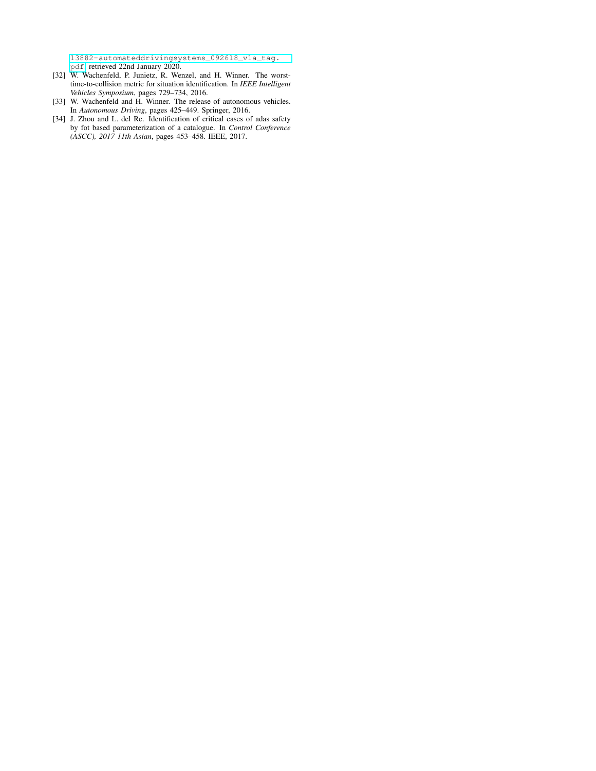13882-automateddrivingsystems_092618_v1a_tag.pdf retrieved 22nd January 2020.

[32] W. Wachenfeld, P. Junietz, R. Wenzel, and H. Winner. The worst-time-to-collision metric for situation identification. In *IEEE Intelligent Vehicles Symposium*, pages 729–734, 2016.

[33] W. Wachenfeld and H. Winner. The release of autonomous vehicles. In *Autonomous Driving*, pages 425–449. Springer, 2016.

[34] J. Zhou and L. del Re. Identification of critical cases of adas safety by fot based parameterization of a catalogue. In *Control Conference (ASCC), 2017 11th Asian*, pages 453–458. IEEE, 2017.